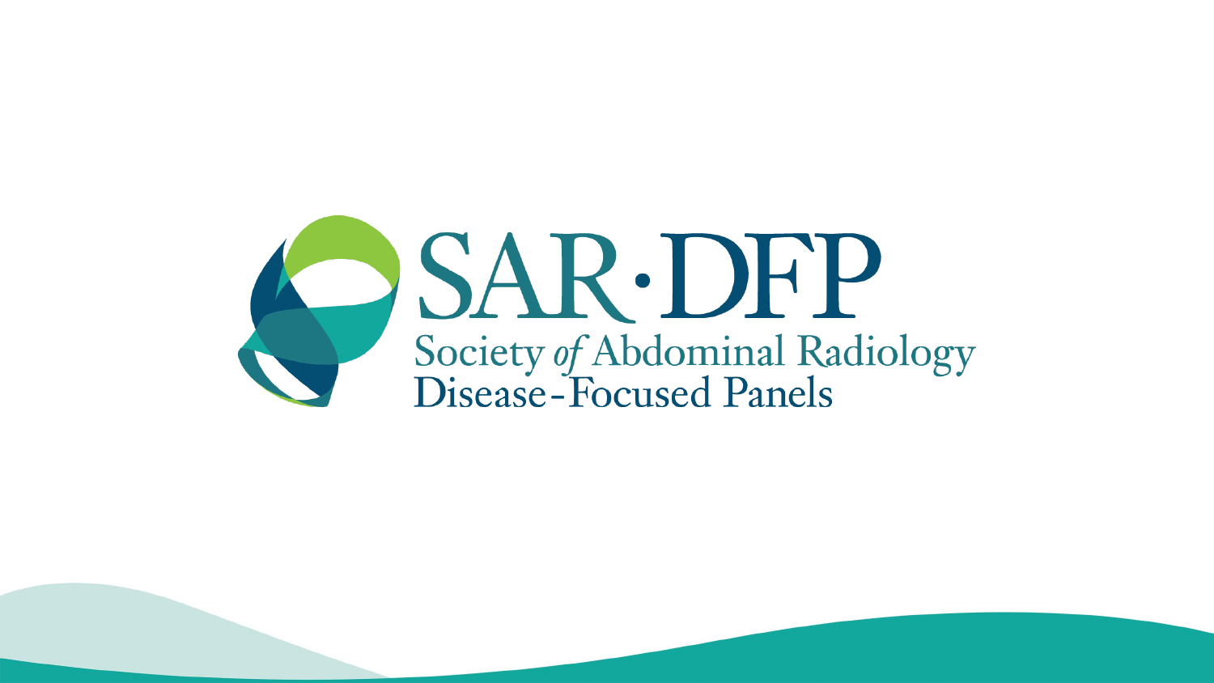# SAR·DFP

Society *of* Abdominal Radiology
Disease-Focused Panels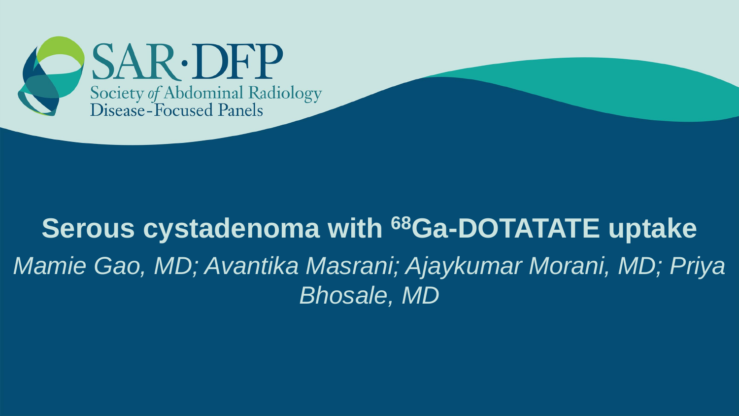SAR·DFP

Society *of* Abdominal Radiology Disease-Focused Panels

# Serous cystadenoma with $^{68}$Ga-DOTATATE uptake

*Mamie Gao, MD; Avantika Masrani; Ajaykumar Morani, MD; Priya Bhosale, MD*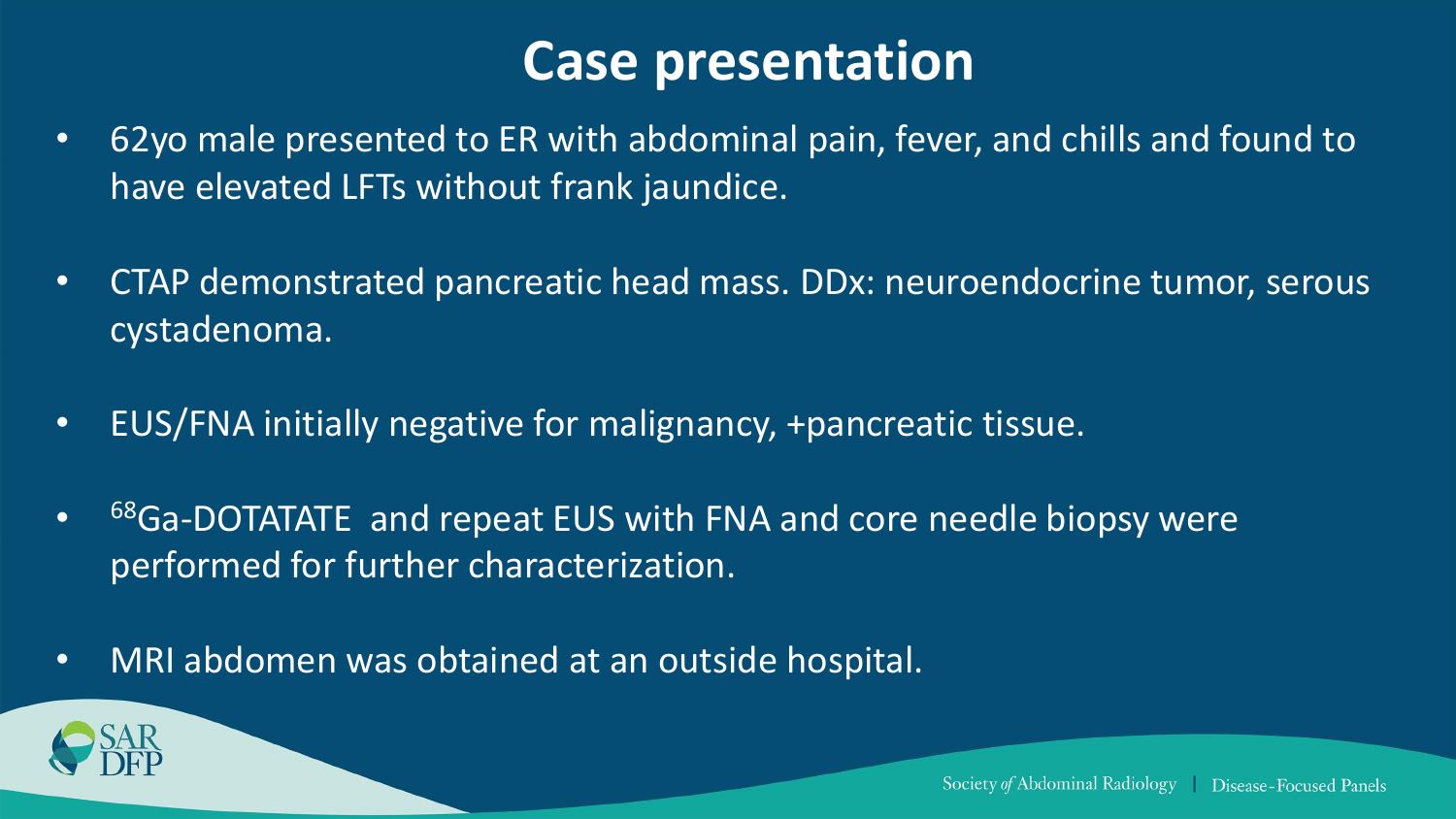# Case presentation

- 62yo male presented to ER with abdominal pain, fever, and chills and found to have elevated LFTs without frank jaundice.
- CTAP demonstrated pancreatic head mass. DDx: neuroendocrine tumor, serous cystadenoma.
- EUS/FNA initially negative for malignancy, +pancreatic tissue.
- $^{68}$Ga-DOTATATE and repeat EUS with FNA and core needle biopsy were performed for further characterization.
- MRI abdomen was obtained at an outside hospital.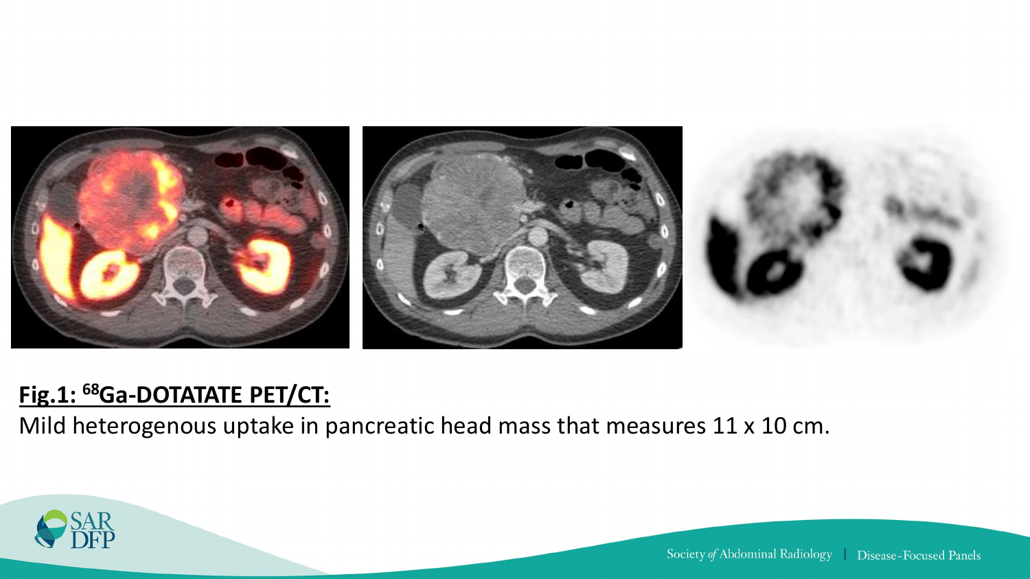**Fig.1: $^{68}$Ga-DOTATATE PET/CT:**

Mild heterogenous uptake in pancreatic head mass that measures 11 x 10 cm.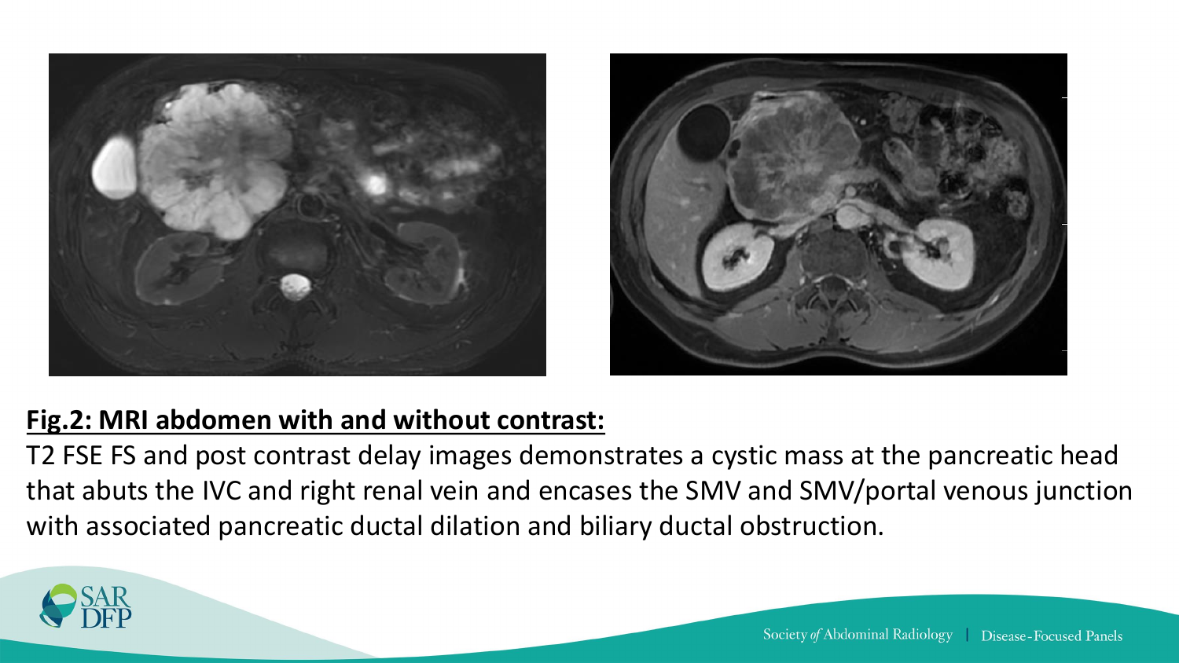**Fig.2: MRI abdomen with and without contrast:**

T2 FSE FS and post contrast delay images demonstrates a cystic mass at the pancreatic head that abuts the IVC and right renal vein and encases the SMV and SMV/portal venous junction with associated pancreatic ductal dilation and biliary ductal obstruction.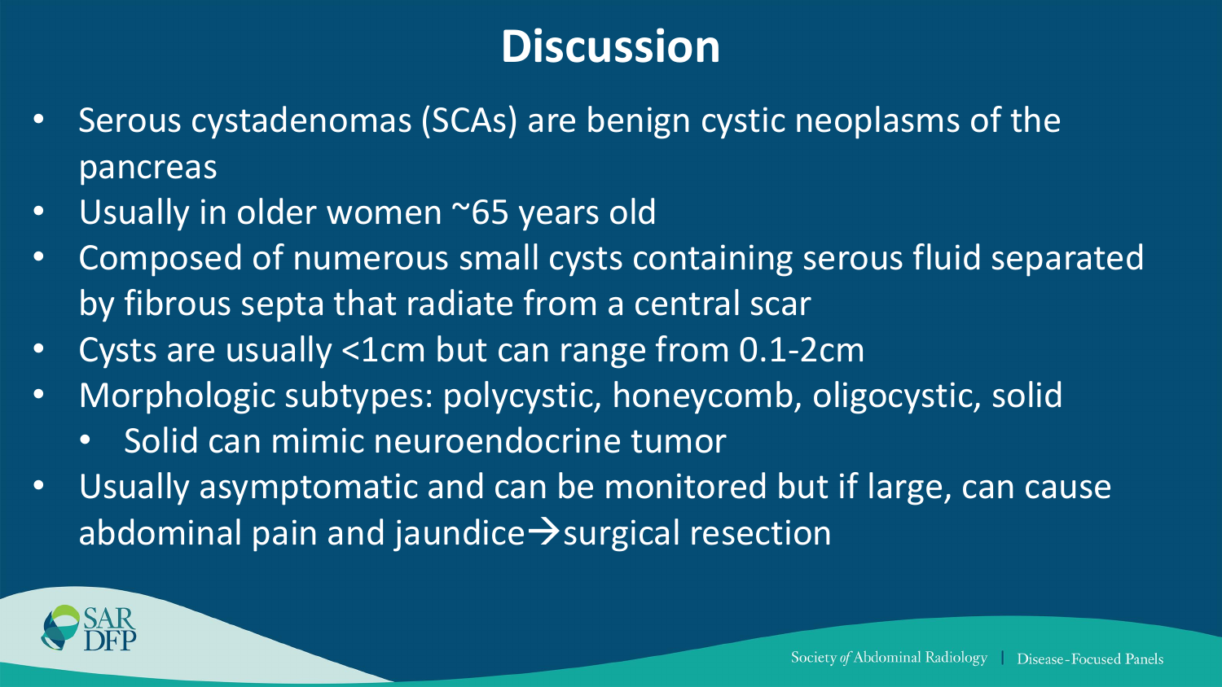# Discussion

- Serous cystadenomas (SCAs) are benign cystic neoplasms of the pancreas
- Usually in older women ~65 years old
- Composed of numerous small cysts containing serous fluid separated by fibrous septa that radiate from a central scar
- Cysts are usually <1cm but can range from 0.1-2cm
- Morphologic subtypes: polycystic, honeycomb, oligocystic, solid
  - Solid can mimic neuroendocrine tumor
- Usually asymptomatic and can be monitored but if large, can cause abdominal pain and jaundice→surgical resection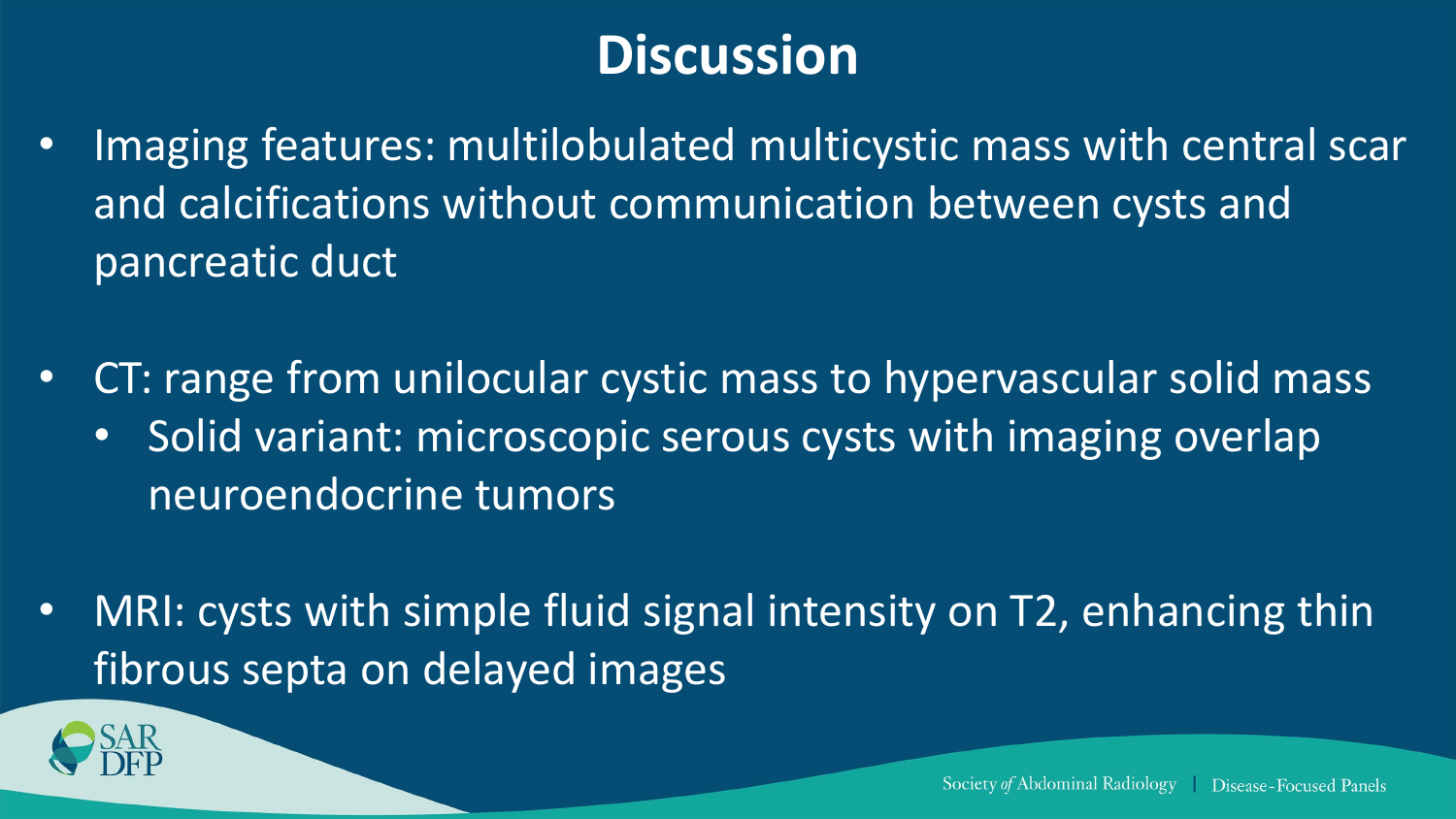# Discussion

- Imaging features: multilobulated multicystic mass with central scar and calcifications without communication between cysts and pancreatic duct
- CT: range from unilocular cystic mass to hypervascular solid mass
  - Solid variant: microscopic serous cysts with imaging overlap neuroendocrine tumors
- MRI: cysts with simple fluid signal intensity on T2, enhancing thin fibrous septa on delayed images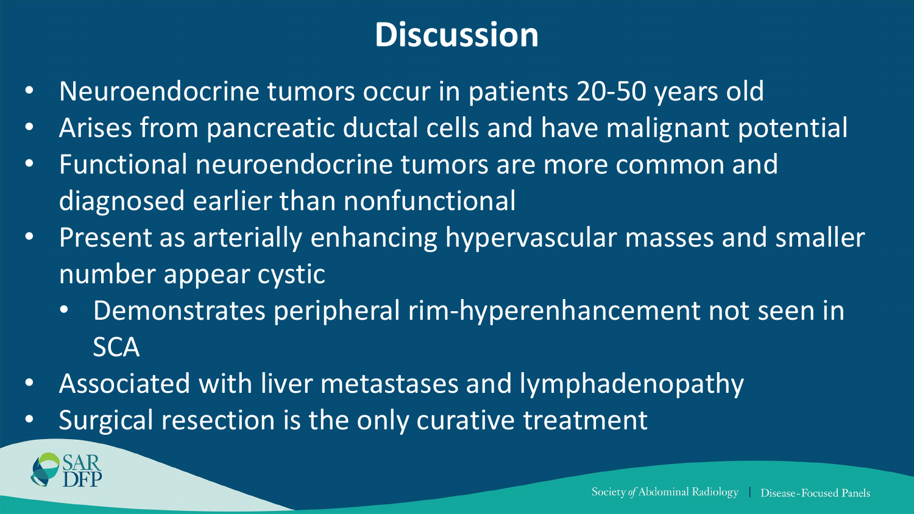# Discussion

- Neuroendocrine tumors occur in patients 20-50 years old
- Arises from pancreatic ductal cells and have malignant potential
- Functional neuroendocrine tumors are more common and diagnosed earlier than nonfunctional
- Present as arterially enhancing hypervascular masses and smaller number appear cystic
  - Demonstrates peripheral rim-hyperenhancement not seen in SCA
- Associated with liver metastases and lymphadenopathy
- Surgical resection is the only curative treatment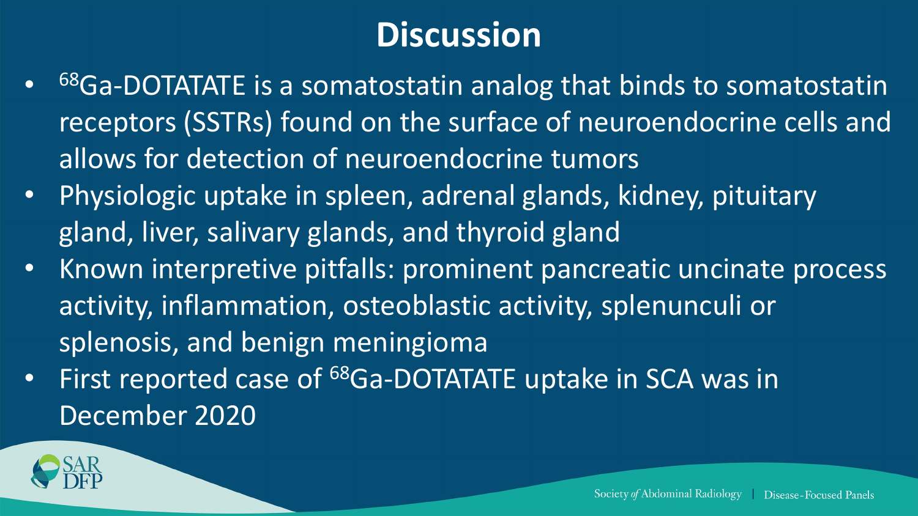# Discussion

- $^{68}$Ga-DOTATATE is a somatostatin analog that binds to somatostatin receptors (SSTRs) found on the surface of neuroendocrine cells and allows for detection of neuroendocrine tumors
- Physiologic uptake in spleen, adrenal glands, kidney, pituitary gland, liver, salivary glands, and thyroid gland
- Known interpretive pitfalls: prominent pancreatic uncinate process activity, inflammation, osteoblastic activity, splenunculi or splenosis, and benign meningioma
- First reported case of $^{68}$Ga-DOTATATE uptake in SCA was in December 2020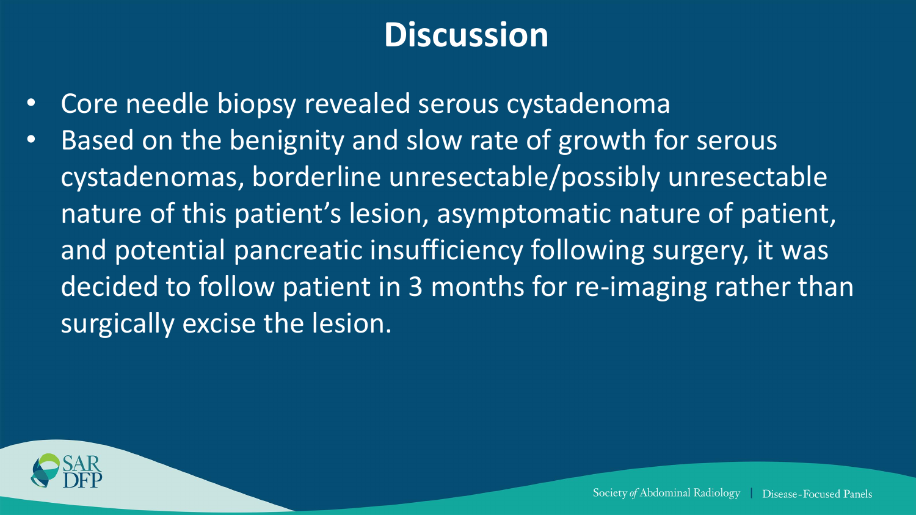# Discussion

- Core needle biopsy revealed serous cystadenoma
- Based on the benignity and slow rate of growth for serous cystadenomas, borderline unresectable/possibly unresectable nature of this patient's lesion, asymptomatic nature of patient, and potential pancreatic insufficiency following surgery, it was decided to follow patient in 3 months for re-imaging rather than surgically excise the lesion.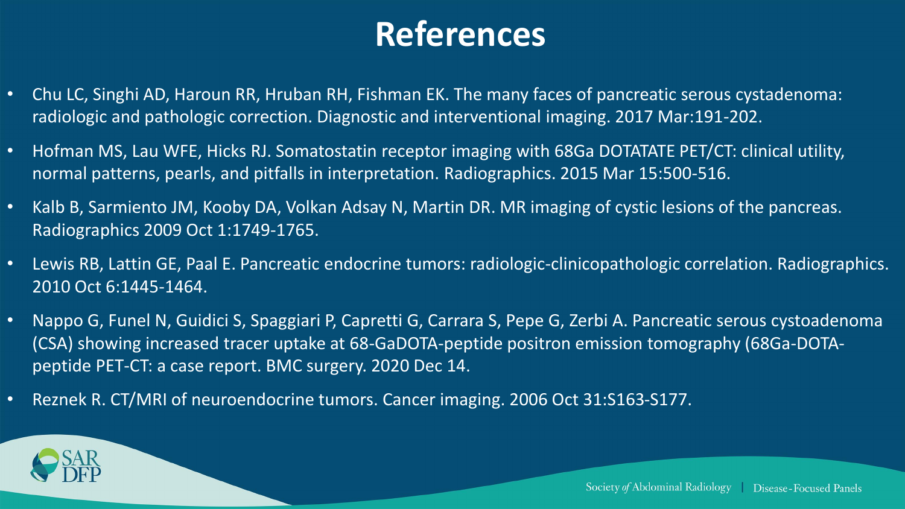# References

- Chu LC, Singhi AD, Haroun RR, Hruban RH, Fishman EK. The many faces of pancreatic serous cystadenoma: radiologic and pathologic correction. Diagnostic and interventional imaging. 2017 Mar:191-202.
- Hofman MS, Lau WFE, Hicks RJ. Somatostatin receptor imaging with 68Ga DOTATATE PET/CT: clinical utility, normal patterns, pearls, and pitfalls in interpretation. Radiographics. 2015 Mar 15:500-516.
- Kalb B, Sarmiento JM, Kooby DA, Volkan Adsay N, Martin DR. MR imaging of cystic lesions of the pancreas. Radiographics 2009 Oct 1:1749-1765.
- Lewis RB, Lattin GE, Paal E. Pancreatic endocrine tumors: radiologic-clinicopathologic correlation. Radiographics. 2010 Oct 6:1445-1464.
- Nappo G, Funel N, Guidici S, Spaggiari P, Capretti G, Carrara S, Pepe G, Zerbi A. Pancreatic serous cystoadenoma (CSA) showing increased tracer uptake at 68-GaDOTA-peptide positron emission tomography (68Ga-DOTA-peptide PET-CT: a case report. BMC surgery. 2020 Dec 14.
- Reznek R. CT/MRI of neuroendocrine tumors. Cancer imaging. 2006 Oct 31:S163-S177.